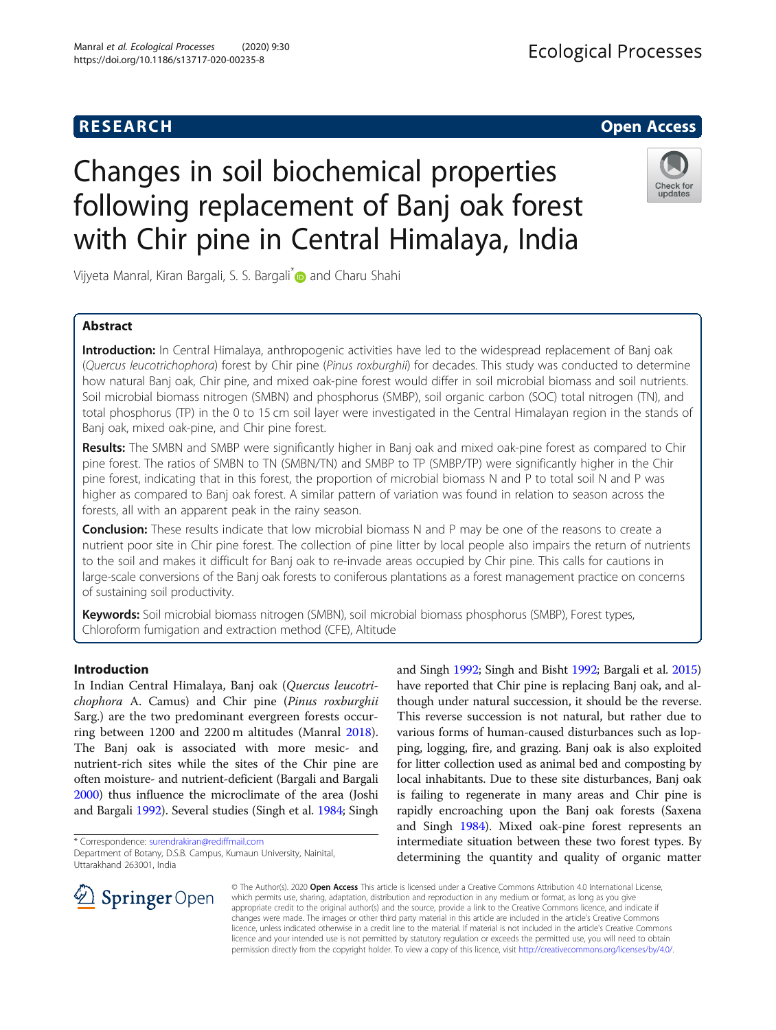**RESEARCH** **Open Access**

# Changes in soil biochemical properties following replacement of Banj oak forest with Chir pine in Central Himalaya, India

Vijyeta Manral, Kiran Bargali, S. S. Bargali* and Charu Shahi

## Abstract

**Introduction:** In Central Himalaya, anthropogenic activities have led to the widespread replacement of Banj oak (*Quercus leucotrichophora*) forest by Chir pine (*Pinus roxburghii*) for decades. This study was conducted to determine how natural Banj oak, Chir pine, and mixed oak-pine forest would differ in soil microbial biomass and soil nutrients. Soil microbial biomass nitrogen (SMBN) and phosphorus (SMBP), soil organic carbon (SOC) total nitrogen (TN), and total phosphorus (TP) in the 0 to 15 cm soil layer were investigated in the Central Himalayan region in the stands of Banj oak, mixed oak-pine, and Chir pine forest.

**Results:** The SMBN and SMBP were significantly higher in Banj oak and mixed oak-pine forest as compared to Chir pine forest. The ratios of SMBN to TN (SMBN/TN) and SMBP to TP (SMBP/TP) were significantly higher in the Chir pine forest, indicating that in this forest, the proportion of microbial biomass N and P to total soil N and P was higher as compared to Banj oak forest. A similar pattern of variation was found in relation to season across the forests, all with an apparent peak in the rainy season.

**Conclusion:** These results indicate that low microbial biomass N and P may be one of the reasons to create a nutrient poor site in Chir pine forest. The collection of pine litter by local people also impairs the return of nutrients to the soil and makes it difficult for Banj oak to re-invade areas occupied by Chir pine. This calls for cautions in large-scale conversions of the Banj oak forests to coniferous plantations as a forest management practice on concerns of sustaining soil productivity.

**Keywords:** Soil microbial biomass nitrogen (SMBN), soil microbial biomass phosphorus (SMBP), Forest types, Chloroform fumigation and extraction method (CFE), Altitude

## Introduction

In Indian Central Himalaya, Banj oak (*Quercus leucotrichophora* A. Camus) and Chir pine (*Pinus roxburghii* Sarg.) are the two predominant evergreen forests occurring between 1200 and 2200 m altitudes (Manral 2018). The Banj oak is associated with more mesic- and nutrient-rich sites while the sites of the Chir pine are often moisture- and nutrient-deficient (Bargali and Bargali 2000) thus influence the microclimate of the area (Joshi and Bargali 1992). Several studies (Singh et al. 1984; Singh and Singh 1992; Singh and Bisht 1992; Bargali et al. 2015) have reported that Chir pine is replacing Banj oak, and although under natural succession, it should be the reverse. This reverse succession is not natural, but rather due to various forms of human-caused disturbances such as lopping, logging, fire, and grazing. Banj oak is also exploited for litter collection used as animal bed and composting by local inhabitants. Due to these site disturbances, Banj oak is failing to regenerate in many areas and Chir pine is rapidly encroaching upon the Banj oak forests (Saxena and Singh 1984). Mixed oak-pine forest represents an intermediate situation between these two forest types. By determining the quantity and quality of organic matter

\* Correspondence: surendrakiran@rediffmail.com
Department of Botany, D.S.B. Campus, Kumaun University, Nainital, Uttarakhand 263001, India

© The Author(s). 2020 **Open Access** This article is licensed under a Creative Commons Attribution 4.0 International License, which permits use, sharing, adaptation, distribution and reproduction in any medium or format, as long as you give appropriate credit to the original author(s) and the source, provide a link to the Creative Commons licence, and indicate if changes were made. The images or other third party material in this article are included in the article's Creative Commons licence, unless indicated otherwise in a credit line to the material. If material is not included in the article's Creative Commons licence and your intended use is not permitted by statutory regulation or exceeds the permitted use, you will need to obtain permission directly from the copyright holder. To view a copy of this licence, visit http://creativecommons.org/licenses/by/4.0/.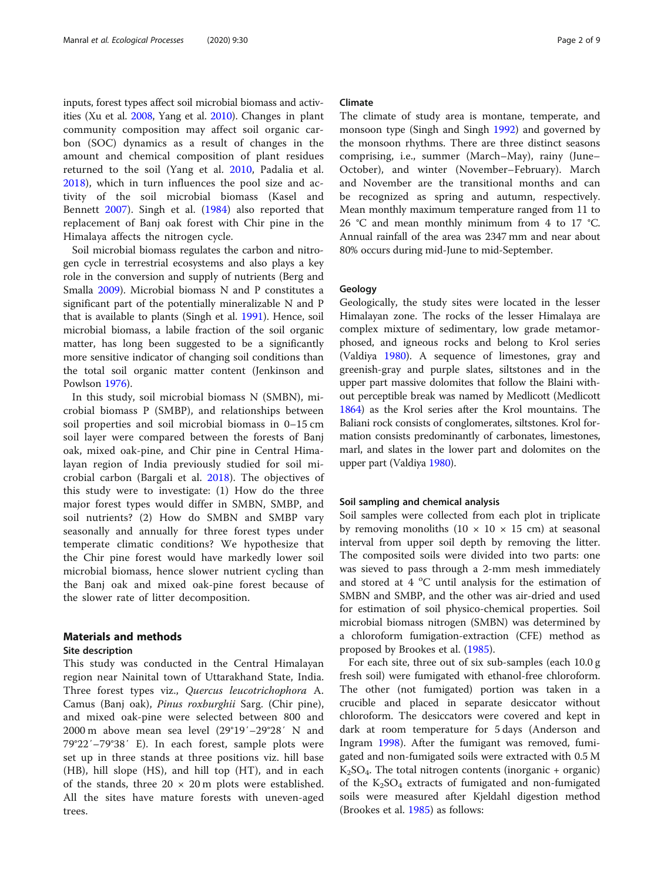inputs, forest types affect soil microbial biomass and activities (Xu et al. 2008, Yang et al. 2010). Changes in plant community composition may affect soil organic carbon (SOC) dynamics as a result of changes in the amount and chemical composition of plant residues returned to the soil (Yang et al. 2010, Padalia et al. 2018), which in turn influences the pool size and activity of the soil microbial biomass (Kasel and Bennett 2007). Singh et al. (1984) also reported that replacement of Banj oak forest with Chir pine in the Himalaya affects the nitrogen cycle.

Soil microbial biomass regulates the carbon and nitrogen cycle in terrestrial ecosystems and also plays a key role in the conversion and supply of nutrients (Berg and Smalla 2009). Microbial biomass N and P constitutes a significant part of the potentially mineralizable N and P that is available to plants (Singh et al. 1991). Hence, soil microbial biomass, a labile fraction of the soil organic matter, has long been suggested to be a significantly more sensitive indicator of changing soil conditions than the total soil organic matter content (Jenkinson and Powlson 1976).

In this study, soil microbial biomass N (SMBN), microbial biomass P (SMBP), and relationships between soil properties and soil microbial biomass in 0–15 cm soil layer were compared between the forests of Banj oak, mixed oak-pine, and Chir pine in Central Himalayan region of India previously studied for soil microbial carbon (Bargali et al. 2018). The objectives of this study were to investigate: (1) How do the three major forest types would differ in SMBN, SMBP, and soil nutrients? (2) How do SMBN and SMBP vary seasonally and annually for three forest types under temperate climatic conditions? We hypothesize that the Chir pine forest would have markedly lower soil microbial biomass, hence slower nutrient cycling than the Banj oak and mixed oak-pine forest because of the slower rate of litter decomposition.

## Materials and methods

### Site description

This study was conducted in the Central Himalayan region near Nainital town of Uttarakhand State, India. Three forest types viz., *Quercus leucotrichophora* A. Camus (Banj oak), *Pinus roxburghii* Sarg. (Chir pine), and mixed oak-pine were selected between 800 and 2000 m above mean sea level (29°19′–29°28′ N and 79°22′–79°38′ E). In each forest, sample plots were set up in three stands at three positions viz. hill base (HB), hill slope (HS), and hill top (HT), and in each of the stands, three 20 × 20 m plots were established. All the sites have mature forests with uneven-aged trees.

### Climate

The climate of study area is montane, temperate, and monsoon type (Singh and Singh 1992) and governed by the monsoon rhythms. There are three distinct seasons comprising, i.e., summer (March–May), rainy (June–October), and winter (November–February). March and November are the transitional months and can be recognized as spring and autumn, respectively. Mean monthly maximum temperature ranged from 11 to 26 °C and mean monthly minimum from 4 to 17 °C. Annual rainfall of the area was 2347 mm and near about 80% occurs during mid-June to mid-September.

### Geology

Geologically, the study sites were located in the lesser Himalayan zone. The rocks of the lesser Himalaya are complex mixture of sedimentary, low grade metamorphosed, and igneous rocks and belong to Krol series (Valdiya 1980). A sequence of limestones, gray and greenish-gray and purple slates, siltstones and in the upper part massive dolomites that follow the Blaini without perceptible break was named by Medlicott (Medlicott 1864) as the Krol series after the Krol mountains. The Baliani rock consists of conglomerates, siltstones. Krol formation consists predominantly of carbonates, limestones, marl, and slates in the lower part and dolomites on the upper part (Valdiya 1980).

### Soil sampling and chemical analysis

Soil samples were collected from each plot in triplicate by removing monoliths (10 × 10 × 15 cm) at seasonal interval from upper soil depth by removing the litter. The composited soils were divided into two parts: one was sieved to pass through a 2-mm mesh immediately and stored at 4 °C until analysis for the estimation of SMBN and SMBP, and the other was air-dried and used for estimation of soil physico-chemical properties. Soil microbial biomass nitrogen (SMBN) was determined by a chloroform fumigation-extraction (CFE) method as proposed by Brookes et al. (1985).

For each site, three out of six sub-samples (each 10.0 g fresh soil) were fumigated with ethanol-free chloroform. The other (not fumigated) portion was taken in a crucible and placed in separate desiccator without chloroform. The desiccators were covered and kept in dark at room temperature for 5 days (Anderson and Ingram 1998). After the fumigant was removed, fumigated and non-fumigated soils were extracted with 0.5 M $K_2SO_4$. The total nitrogen contents (inorganic + organic) of the $K_2SO_4$ extracts of fumigated and non-fumigated soils were measured after Kjeldahl digestion method (Brookes et al. 1985) as follows: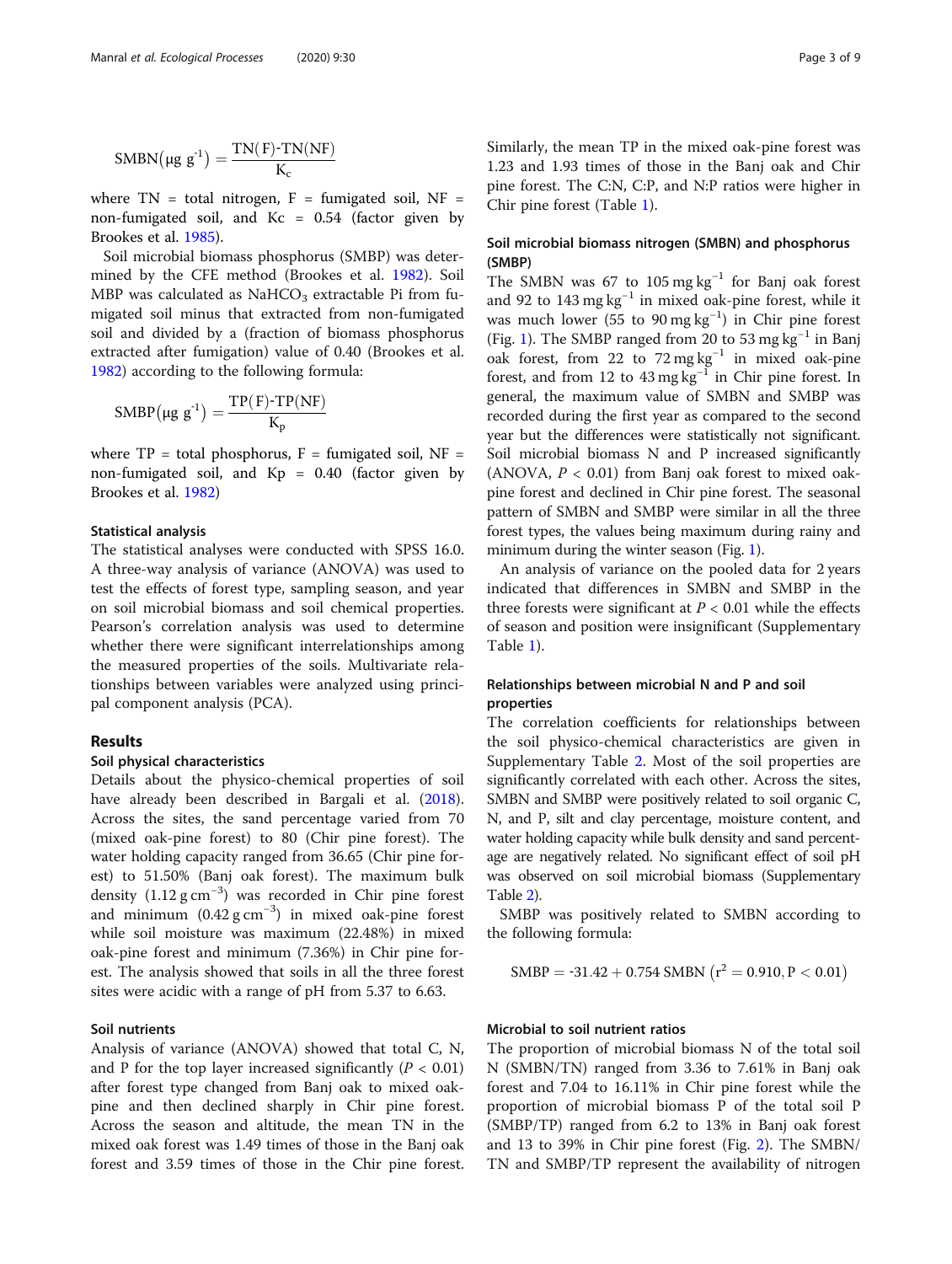$$\mathrm{SMBN}(\mu g\ g^{-1}) = \frac{\mathrm{TN(F)\text{-}TN(NF)}}{\mathrm{K_c}}$$

where TN = total nitrogen, F = fumigated soil, NF = non-fumigated soil, and Kc = 0.54 (factor given by Brookes et al. 1985).

Soil microbial biomass phosphorus (SMBP) was determined by the CFE method (Brookes et al. 1982). Soil MBP was calculated as $NaHCO_3$ extractable Pi from fumigated soil minus that extracted from non-fumigated soil and divided by a (fraction of biomass phosphorus extracted after fumigation) value of 0.40 (Brookes et al. 1982) according to the following formula:

$$\mathrm{SMBP}(\mu g\ g^{-1}) = \frac{\mathrm{TP(F)\text{-}TP(NF)}}{\mathrm{K_p}}$$

where TP = total phosphorus, F = fumigated soil, NF = non-fumigated soil, and Kp = 0.40 (factor given by Brookes et al. 1982)

### Statistical analysis

The statistical analyses were conducted with SPSS 16.0. A three-way analysis of variance (ANOVA) was used to test the effects of forest type, sampling season, and year on soil microbial biomass and soil chemical properties. Pearson's correlation analysis was used to determine whether there were significant interrelationships among the measured properties of the soils. Multivariate relationships between variables were analyzed using principal component analysis (PCA).

## Results

### Soil physical characteristics

Details about the physico-chemical properties of soil have already been described in Bargali et al. (2018). Across the sites, the sand percentage varied from 70 (mixed oak-pine forest) to 80 (Chir pine forest). The water holding capacity ranged from 36.65 (Chir pine forest) to 51.50% (Banj oak forest). The maximum bulk density (1.12 g cm$^{-3}$) was recorded in Chir pine forest and minimum (0.42 g cm$^{-3}$) in mixed oak-pine forest while soil moisture was maximum (22.48%) in mixed oak-pine forest and minimum (7.36%) in Chir pine forest. The analysis showed that soils in all the three forest sites were acidic with a range of pH from 5.37 to 6.63.

### Soil nutrients

Analysis of variance (ANOVA) showed that total C, N, and P for the top layer increased significantly ($P < 0.01$) after forest type changed from Banj oak to mixed oak-pine and then declined sharply in Chir pine forest. Across the season and altitude, the mean TN in the mixed oak forest was 1.49 times of those in the Banj oak forest and 3.59 times of those in the Chir pine forest. Similarly, the mean TP in the mixed oak-pine forest was 1.23 and 1.93 times of those in the Banj oak and Chir pine forest. The C:N, C:P, and N:P ratios were higher in Chir pine forest (Table 1).

### Soil microbial biomass nitrogen (SMBN) and phosphorus (SMBP)

The SMBN was 67 to 105 mg kg$^{-1}$ for Banj oak forest and 92 to 143 mg kg$^{-1}$ in mixed oak-pine forest, while it was much lower (55 to 90 mg kg$^{-1}$) in Chir pine forest (Fig. 1). The SMBP ranged from 20 to 53 mg kg$^{-1}$ in Banj oak forest, from 22 to 72 mg kg$^{-1}$ in mixed oak-pine forest, and from 12 to 43 mg kg$^{-1}$ in Chir pine forest. In general, the maximum value of SMBN and SMBP was recorded during the first year as compared to the second year but the differences were statistically not significant. Soil microbial biomass N and P increased significantly (ANOVA, $P < 0.01$) from Banj oak forest to mixed oak-pine forest and declined in Chir pine forest. The seasonal pattern of SMBN and SMBP were similar in all the three forest types, the values being maximum during rainy and minimum during the winter season (Fig. 1).

An analysis of variance on the pooled data for 2 years indicated that differences in SMBN and SMBP in the three forests were significant at $P < 0.01$ while the effects of season and position were insignificant (Supplementary Table 1).

### Relationships between microbial N and P and soil properties

The correlation coefficients for relationships between the soil physico-chemical characteristics are given in Supplementary Table 2. Most of the soil properties are significantly correlated with each other. Across the sites, SMBN and SMBP were positively related to soil organic C, N, and P, silt and clay percentage, moisture content, and water holding capacity while bulk density and sand percentage are negatively related. No significant effect of soil pH was observed on soil microbial biomass (Supplementary Table 2).

SMBP was positively related to SMBN according to the following formula:

$$\mathrm{SMBP} = \text{-}31.42 + 0.754\ \mathrm{SMBN}\ \left(r^2 = 0.910, P < 0.01\right)$$

### Microbial to soil nutrient ratios

The proportion of microbial biomass N of the total soil N (SMBN/TN) ranged from 3.36 to 7.61% in Banj oak forest and 7.04 to 16.11% in Chir pine forest while the proportion of microbial biomass P of the total soil P (SMBP/TP) ranged from 6.2 to 13% in Banj oak forest and 13 to 39% in Chir pine forest (Fig. 2). The SMBN/TN and SMBP/TP represent the availability of nitrogen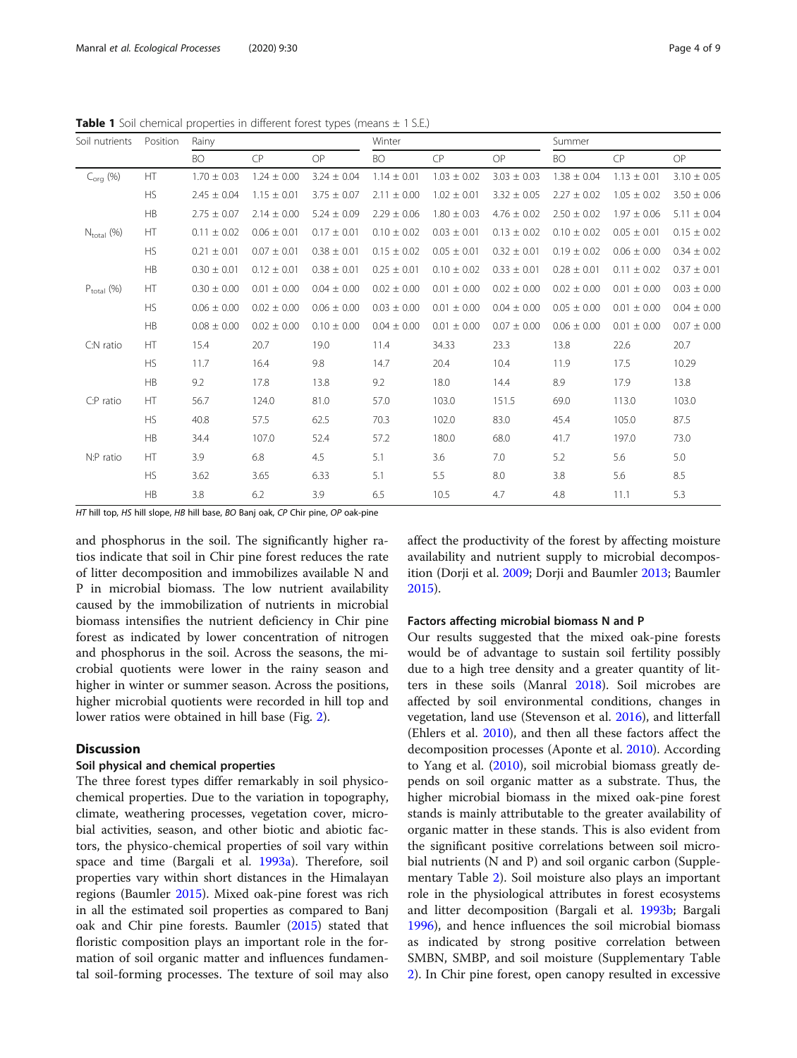**Table 1** Soil chemical properties in different forest types (means ± 1 S.E.)

| Soil nutrients | Position | Rainy | | | Winter | | | Summer | | |
|---|---|---|---|---|---|---|---|---|---|---|
| | | BO | CP | OP | BO | CP | OP | BO | CP | OP |
| $C_{org}$ (%) | HT | 1.70 ± 0.03 | 1.24 ± 0.00 | 3.24 ± 0.04 | 1.14 ± 0.01 | 1.03 ± 0.02 | 3.03 ± 0.03 | 1.38 ± 0.04 | 1.13 ± 0.01 | 3.10 ± 0.05 |
| | HS | 2.45 ± 0.04 | 1.15 ± 0.01 | 3.75 ± 0.07 | 2.11 ± 0.00 | 1.02 ± 0.01 | 3.32 ± 0.05 | 2.27 ± 0.02 | 1.05 ± 0.02 | 3.50 ± 0.06 |
| | HB | 2.75 ± 0.07 | 2.14 ± 0.00 | 5.24 ± 0.09 | 2.29 ± 0.06 | 1.80 ± 0.03 | 4.76 ± 0.02 | 2.50 ± 0.02 | 1.97 ± 0.06 | 5.11 ± 0.04 |
| $N_{total}$ (%) | HT | 0.11 ± 0.02 | 0.06 ± 0.01 | 0.17 ± 0.01 | 0.10 ± 0.02 | 0.03 ± 0.01 | 0.13 ± 0.02 | 0.10 ± 0.02 | 0.05 ± 0.01 | 0.15 ± 0.02 |
| | HS | 0.21 ± 0.01 | 0.07 ± 0.01 | 0.38 ± 0.01 | 0.15 ± 0.02 | 0.05 ± 0.01 | 0.32 ± 0.01 | 0.19 ± 0.02 | 0.06 ± 0.00 | 0.34 ± 0.02 |
| | HB | 0.30 ± 0.01 | 0.12 ± 0.01 | 0.38 ± 0.01 | 0.25 ± 0.01 | 0.10 ± 0.02 | 0.33 ± 0.01 | 0.28 ± 0.01 | 0.11 ± 0.02 | 0.37 ± 0.01 |
| $P_{total}$ (%) | HT | 0.30 ± 0.00 | 0.01 ± 0.00 | 0.04 ± 0.00 | 0.02 ± 0.00 | 0.01 ± 0.00 | 0.02 ± 0.00 | 0.02 ± 0.00 | 0.01 ± 0.00 | 0.03 ± 0.00 |
| | HS | 0.06 ± 0.00 | 0.02 ± 0.00 | 0.06 ± 0.00 | 0.03 ± 0.00 | 0.01 ± 0.00 | 0.04 ± 0.00 | 0.05 ± 0.00 | 0.01 ± 0.00 | 0.04 ± 0.00 |
| | HB | 0.08 ± 0.00 | 0.02 ± 0.00 | 0.10 ± 0.00 | 0.04 ± 0.00 | 0.01 ± 0.00 | 0.07 ± 0.00 | 0.06 ± 0.00 | 0.01 ± 0.00 | 0.07 ± 0.00 |
| C:N ratio | HT | 15.4 | 20.7 | 19.0 | 11.4 | 34.33 | 23.3 | 13.8 | 22.6 | 20.7 |
| | HS | 11.7 | 16.4 | 9.8 | 14.7 | 20.4 | 10.4 | 11.9 | 17.5 | 10.29 |
| | HB | 9.2 | 17.8 | 13.8 | 9.2 | 18.0 | 14.4 | 8.9 | 17.9 | 13.8 |
| C:P ratio | HT | 56.7 | 124.0 | 81.0 | 57.0 | 103.0 | 151.5 | 69.0 | 113.0 | 103.0 |
| | HS | 40.8 | 57.5 | 62.5 | 70.3 | 102.0 | 83.0 | 45.4 | 105.0 | 87.5 |
| | HB | 34.4 | 107.0 | 52.4 | 57.2 | 180.0 | 68.0 | 41.7 | 197.0 | 73.0 |
| N:P ratio | HT | 3.9 | 6.8 | 4.5 | 5.1 | 3.6 | 7.0 | 5.2 | 5.6 | 5.0 |
| | HS | 3.62 | 3.65 | 6.33 | 5.1 | 5.5 | 8.0 | 3.8 | 5.6 | 8.5 |
| | HB | 3.8 | 6.2 | 3.9 | 6.5 | 10.5 | 4.7 | 4.8 | 11.1 | 5.3 |

*HT* hill top, *HS* hill slope, *HB* hill base, *BO* Banj oak, *CP* Chir pine, *OP* oak-pine

and phosphorus in the soil. The significantly higher ratios indicate that soil in Chir pine forest reduces the rate of litter decomposition and immobilizes available N and P in microbial biomass. The low nutrient availability caused by the immobilization of nutrients in microbial biomass intensifies the nutrient deficiency in Chir pine forest as indicated by lower concentration of nitrogen and phosphorus in the soil. Across the seasons, the microbial quotients were lower in the rainy season and higher in winter or summer season. Across the positions, higher microbial quotients were recorded in hill top and lower ratios were obtained in hill base (Fig. 2).

## Discussion

### Soil physical and chemical properties

The three forest types differ remarkably in soil physico-chemical properties. Due to the variation in topography, climate, weathering processes, vegetation cover, microbial activities, season, and other biotic and abiotic factors, the physico-chemical properties of soil vary within space and time (Bargali et al. 1993a). Therefore, soil properties vary within short distances in the Himalayan regions (Baumler 2015). Mixed oak-pine forest was rich in all the estimated soil properties as compared to Banj oak and Chir pine forests. Baumler (2015) stated that floristic composition plays an important role in the formation of soil organic matter and influences fundamental soil-forming processes. The texture of soil may also affect the productivity of the forest by affecting moisture availability and nutrient supply to microbial decomposition (Dorji et al. 2009; Dorji and Baumler 2013; Baumler 2015).

### Factors affecting microbial biomass N and P

Our results suggested that the mixed oak-pine forests would be of advantage to sustain soil fertility possibly due to a high tree density and a greater quantity of litters in these soils (Manral 2018). Soil microbes are affected by soil environmental conditions, changes in vegetation, land use (Stevenson et al. 2016), and litterfall (Ehlers et al. 2010), and then all these factors affect the decomposition processes (Aponte et al. 2010). According to Yang et al. (2010), soil microbial biomass greatly depends on soil organic matter as a substrate. Thus, the higher microbial biomass in the mixed oak-pine forest stands is mainly attributable to the greater availability of organic matter in these stands. This is also evident from the significant positive correlations between soil microbial nutrients (N and P) and soil organic carbon (Supplementary Table 2). Soil moisture also plays an important role in the physiological attributes in forest ecosystems and litter decomposition (Bargali et al. 1993b; Bargali 1996), and hence influences the soil microbial biomass as indicated by strong positive correlation between SMBN, SMBP, and soil moisture (Supplementary Table 2). In Chir pine forest, open canopy resulted in excessive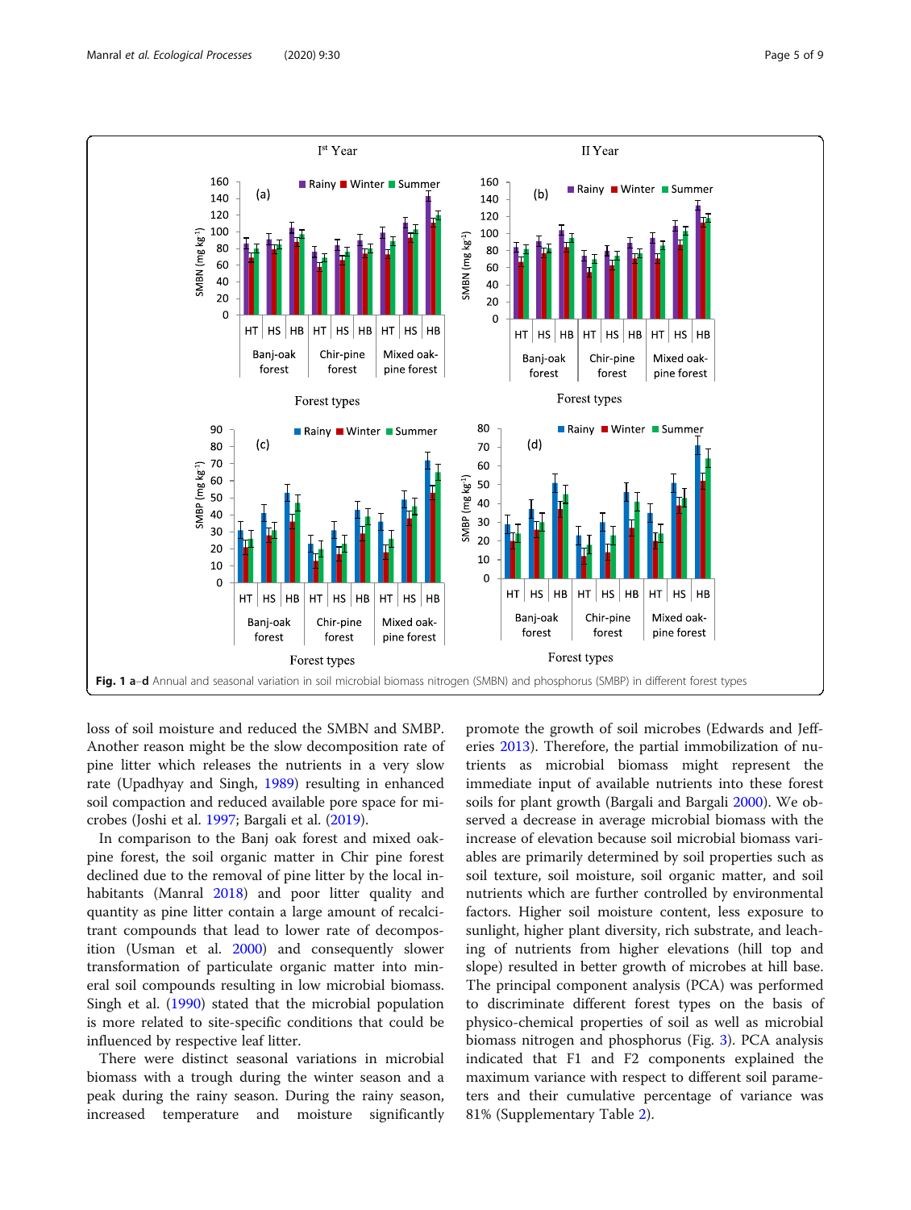Fig. 1 a–d Annual and seasonal variation in soil microbial biomass nitrogen (SMBN) and phosphorus (SMBP) in different forest types

loss of soil moisture and reduced the SMBN and SMBP. Another reason might be the slow decomposition rate of pine litter which releases the nutrients in a very slow rate (Upadhyay and Singh, 1989) resulting in enhanced soil compaction and reduced available pore space for microbes (Joshi et al. 1997; Bargali et al. (2019).

In comparison to the Banj oak forest and mixed oak-pine forest, the soil organic matter in Chir pine forest declined due to the removal of pine litter by the local inhabitants (Manral 2018) and poor litter quality and quantity as pine litter contain a large amount of recalcitrant compounds that lead to lower rate of decomposition (Usman et al. 2000) and consequently slower transformation of particulate organic matter into mineral soil compounds resulting in low microbial biomass. Singh et al. (1990) stated that the microbial population is more related to site-specific conditions that could be influenced by respective leaf litter.

There were distinct seasonal variations in microbial biomass with a trough during the winter season and a peak during the rainy season. During the rainy season, increased temperature and moisture significantly promote the growth of soil microbes (Edwards and Jefferies 2013). Therefore, the partial immobilization of nutrients as microbial biomass might represent the immediate input of available nutrients into these forest soils for plant growth (Bargali and Bargali 2000). We observed a decrease in average microbial biomass with the increase of elevation because soil microbial biomass variables are primarily determined by soil properties such as soil texture, soil moisture, soil organic matter, and soil nutrients which are further controlled by environmental factors. Higher soil moisture content, less exposure to sunlight, higher plant diversity, rich substrate, and leaching of nutrients from higher elevations (hill top and slope) resulted in better growth of microbes at hill base. The principal component analysis (PCA) was performed to discriminate different forest types on the basis of physico-chemical properties of soil as well as microbial biomass nitrogen and phosphorus (Fig. 3). PCA analysis indicated that F1 and F2 components explained the maximum variance with respect to different soil parameters and their cumulative percentage of variance was 81% (Supplementary Table 2).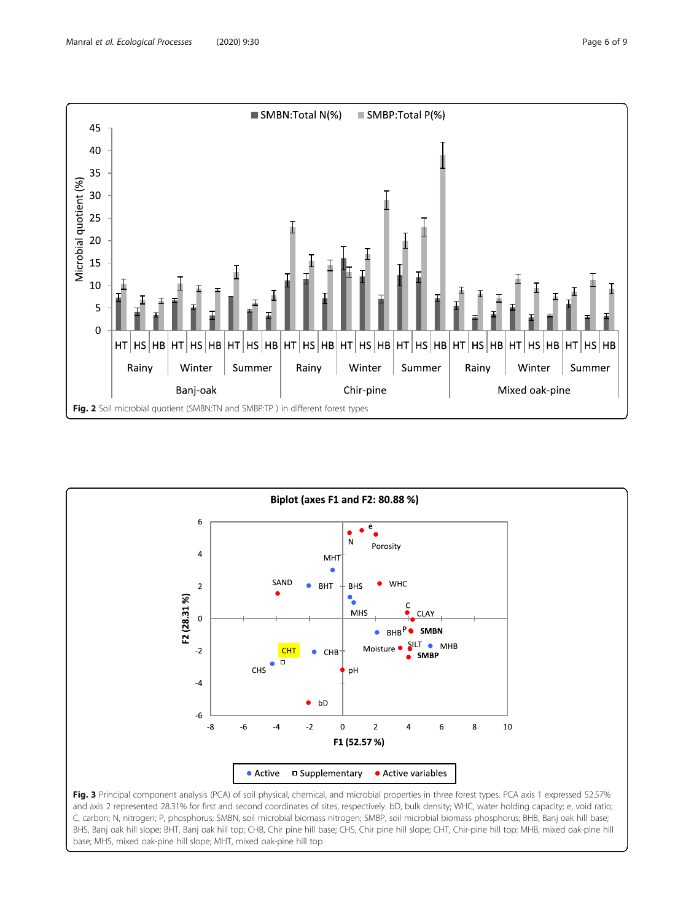**Fig. 2** Soil microbial quotient (SMBN:TN and SMBP:TP ) in different forest types

**Fig. 3** Principal component analysis (PCA) of soil physical, chemical, and microbial properties in three forest types. PCA axis 1 expressed 52.57% and axis 2 represented 28.31% for first and second coordinates of sites, respectively. bD, bulk density; WHC, water holding capacity; e, void ratio; C, carbon; N, nitrogen; P, phosphorus; SMBN, soil microbial biomass nitrogen; SMBP, soil microbial biomass phosphorus; BHB, Banj oak hill base; BHS, Banj oak hill slope; BHT, Banj oak hill top; CHB, Chir pine hill base; CHS, Chir pine hill slope; CHT, Chir-pine hill top; MHB, mixed oak-pine hill base; MHS, mixed oak-pine hill slope; MHT, mixed oak-pine hill top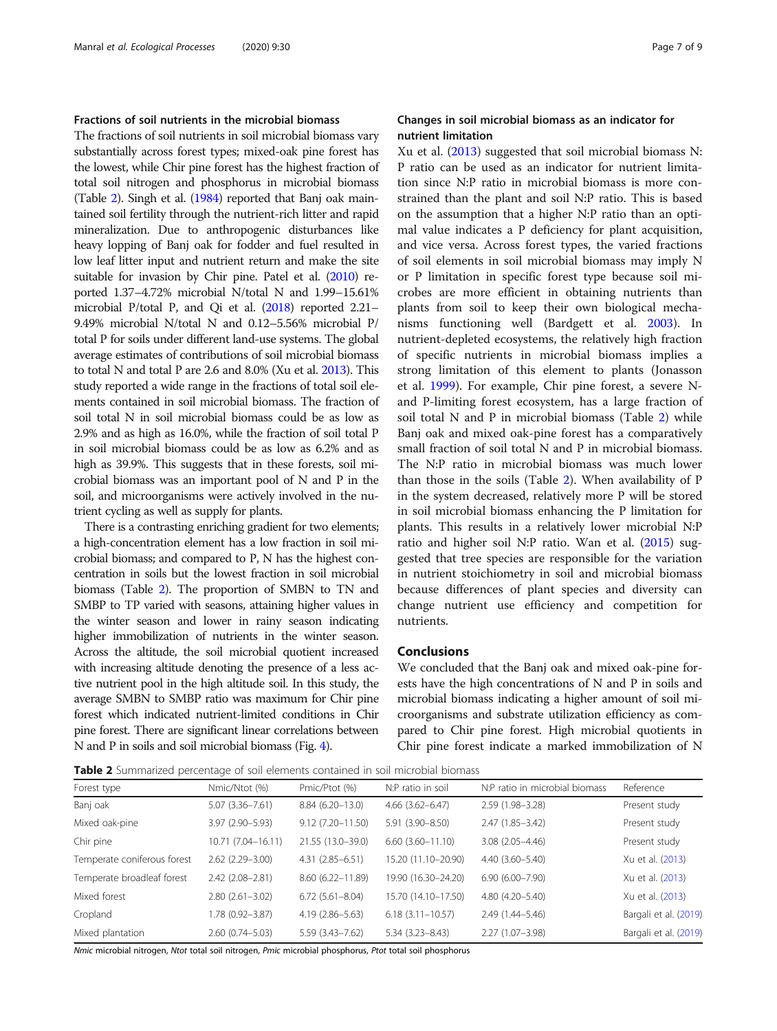### Fractions of soil nutrients in the microbial biomass

The fractions of soil nutrients in soil microbial biomass vary substantially across forest types; mixed-oak pine forest has the lowest, while Chir pine forest has the highest fraction of total soil nitrogen and phosphorus in microbial biomass (Table 2). Singh et al. (1984) reported that Banj oak maintained soil fertility through the nutrient-rich litter and rapid mineralization. Due to anthropogenic disturbances like heavy lopping of Banj oak for fodder and fuel resulted in low leaf litter input and nutrient return and make the site suitable for invasion by Chir pine. Patel et al. (2010) reported 1.37–4.72% microbial N/total N and 1.99–15.61% microbial P/total P, and Qi et al. (2018) reported 2.21–9.49% microbial N/total N and 0.12–5.56% microbial P/total P for soils under different land-use systems. The global average estimates of contributions of soil microbial biomass to total N and total P are 2.6 and 8.0% (Xu et al. 2013). This study reported a wide range in the fractions of total soil elements contained in soil microbial biomass. The fraction of soil total N in soil microbial biomass could be as low as 2.9% and as high as 16.0%, while the fraction of soil total P in soil microbial biomass could be as low as 6.2% and as high as 39.9%. This suggests that in these forests, soil microbial biomass was an important pool of N and P in the soil, and microorganisms were actively involved in the nutrient cycling as well as supply for plants.

There is a contrasting enriching gradient for two elements; a high-concentration element has a low fraction in soil microbial biomass; and compared to P, N has the highest concentration in soils but the lowest fraction in soil microbial biomass (Table 2). The proportion of SMBN to TN and SMBP to TP varied with seasons, attaining higher values in the winter season and lower in rainy season indicating higher immobilization of nutrients in the winter season. Across the altitude, the soil microbial quotient increased with increasing altitude denoting the presence of a less active nutrient pool in the high altitude soil. In this study, the average SMBN to SMBP ratio was maximum for Chir pine forest which indicated nutrient-limited conditions in Chir pine forest. There are significant linear correlations between N and P in soils and soil microbial biomass (Fig. 4).

### Changes in soil microbial biomass as an indicator for nutrient limitation

Xu et al. (2013) suggested that soil microbial biomass N:P ratio can be used as an indicator for nutrient limitation since N:P ratio in microbial biomass is more constrained than the plant and soil N:P ratio. This is based on the assumption that a higher N:P ratio than an optimal value indicates a P deficiency for plant acquisition, and vice versa. Across forest types, the varied fractions of soil elements in soil microbial biomass may imply N or P limitation in specific forest type because soil microbes are more efficient in obtaining nutrients than plants from soil to keep their own biological mechanisms functioning well (Bardgett et al. 2003). In nutrient-depleted ecosystems, the relatively high fraction of specific nutrients in microbial biomass implies a strong limitation of this element to plants (Jonasson et al. 1999). For example, Chir pine forest, a severe N- and P-limiting forest ecosystem, has a large fraction of soil total N and P in microbial biomass (Table 2) while Banj oak and mixed oak-pine forest has a comparatively small fraction of soil total N and P in microbial biomass. The N:P ratio in microbial biomass was much lower than those in the soils (Table 2). When availability of P in the system decreased, relatively more P will be stored in soil microbial biomass enhancing the P limitation for plants. This results in a relatively lower microbial N:P ratio and higher soil N:P ratio. Wan et al. (2015) suggested that tree species are responsible for the variation in nutrient stoichiometry in soil and microbial biomass because differences of plant species and diversity can change nutrient use efficiency and competition for nutrients.

## Conclusions

We concluded that the Banj oak and mixed oak-pine forests have the high concentrations of N and P in soils and microbial biomass indicating a higher amount of soil microorganisms and substrate utilization efficiency as compared to Chir pine forest. High microbial quotients in Chir pine forest indicate a marked immobilization of N

**Table 2** Summarized percentage of soil elements contained in soil microbial biomass

| Forest type | Nmic/Ntot (%) | Pmic/Ptot (%) | N:P ratio in soil | N:P ratio in microbial biomass | Reference |
|---|---|---|---|---|---|
| Banj oak | 5.07 (3.36–7.61) | 8.84 (6.20–13.0) | 4.66 (3.62–6.47) | 2.59 (1.98–3.28) | Present study |
| Mixed oak-pine | 3.97 (2.90–5.93) | 9.12 (7.20–11.50) | 5.91 (3.90–8.50) | 2.47 (1.85–3.42) | Present study |
| Chir pine | 10.71 (7.04–16.11) | 21.55 (13.0–39.0) | 6.60 (3.60–11.10) | 3.08 (2.05–4.46) | Present study |
| Temperate coniferous forest | 2.62 (2.29–3.00) | 4.31 (2.85–6.51) | 15.20 (11.10–20.90) | 4.40 (3.60–5.40) | Xu et al. (2013) |
| Temperate broadleaf forest | 2.42 (2.08–2.81) | 8.60 (6.22–11.89) | 19.90 (16.30–24.20) | 6.90 (6.00–7.90) | Xu et al. (2013) |
| Mixed forest | 2.80 (2.61–3.02) | 6.72 (5.61–8.04) | 15.70 (14.10–17.50) | 4.80 (4.20–5.40) | Xu et al. (2013) |
| Cropland | 1.78 (0.92–3.87) | 4.19 (2.86–5.63) | 6.18 (3.11–10.57) | 2.49 (1.44–5.46) | Bargali et al. (2019) |
| Mixed plantation | 2.60 (0.74–5.03) | 5.59 (3.43–7.62) | 5.34 (3.23–8.43) | 2.27 (1.07–3.98) | Bargali et al. (2019) |

*Nmic* microbial nitrogen, *Ntot* total soil nitrogen, *Pmic* microbial phosphorus, *Ptot* total soil phosphorus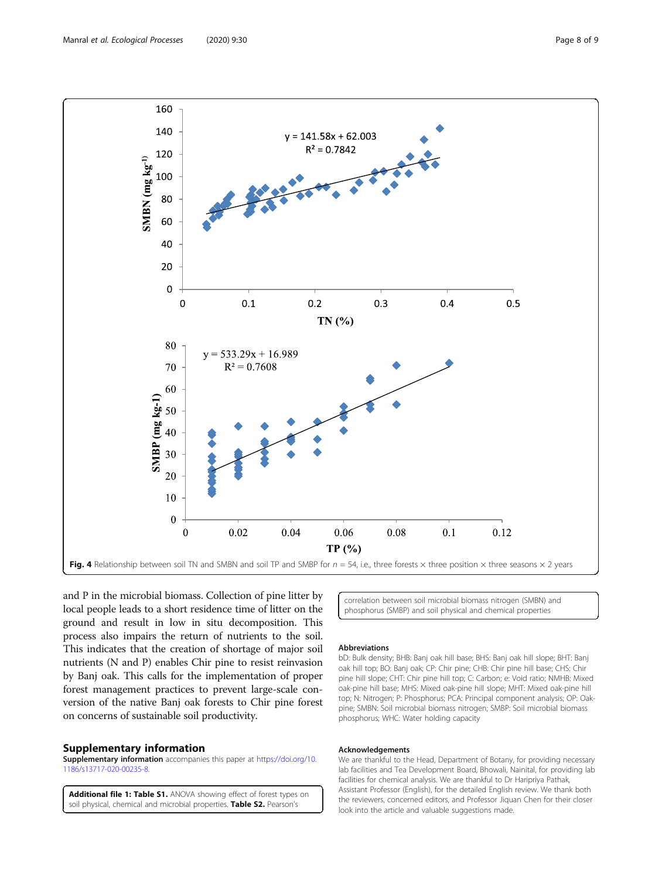**Fig. 4** Relationship between soil TN and SMBN and soil TP and SMBP for $n = 54$, i.e., three forests × three position × three seasons × 2 years

and P in the microbial biomass. Collection of pine litter by local people leads to a short residence time of litter on the ground and result in low in situ decomposition. This process also impairs the return of nutrients to the soil. This indicates that the creation of shortage of major soil nutrients (N and P) enables Chir pine to resist reinvasion by Banj oak. This calls for the implementation of proper forest management practices to prevent large-scale conversion of the native Banj oak forests to Chir pine forest on concerns of sustainable soil productivity.

## Supplementary information

**Supplementary information** accompanies this paper at https://doi.org/10.1186/s13717-020-00235-8.

**Additional file 1: Table S1.** ANOVA showing effect of forest types on soil physical, chemical and microbial properties. **Table S2.** Pearson's correlation between soil microbial biomass nitrogen (SMBN) and phosphorus (SMBP) and soil physical and chemical properties

#### Abbreviations

bD: Bulk density; BHB: Banj oak hill base; BHS: Banj oak hill slope; BHT: Banj oak hill top; BO: Banj oak; CP: Chir pine; CHB: Chir pine hill base; CHS: Chir pine hill slope; CHT: Chir pine hill top; C: Carbon; e: Void ratio; NMHB: Mixed oak-pine hill base; MHS: Mixed oak-pine hill slope; MHT: Mixed oak-pine hill top; N: Nitrogen; P: Phosphorus; PCA: Principal component analysis; OP: Oak-pine; SMBN: Soil microbial biomass nitrogen; SMBP: Soil microbial biomass phosphorus; WHC: Water holding capacity

#### Acknowledgements

We are thankful to the Head, Department of Botany, for providing necessary lab facilities and Tea Development Board, Bhowali, Nainital, for providing lab facilities for chemical analysis. We are thankful to Dr Haripriya Pathak, Assistant Professor (English), for the detailed English review. We thank both the reviewers, concerned editors, and Professor Jiquan Chen for their closer look into the article and valuable suggestions made.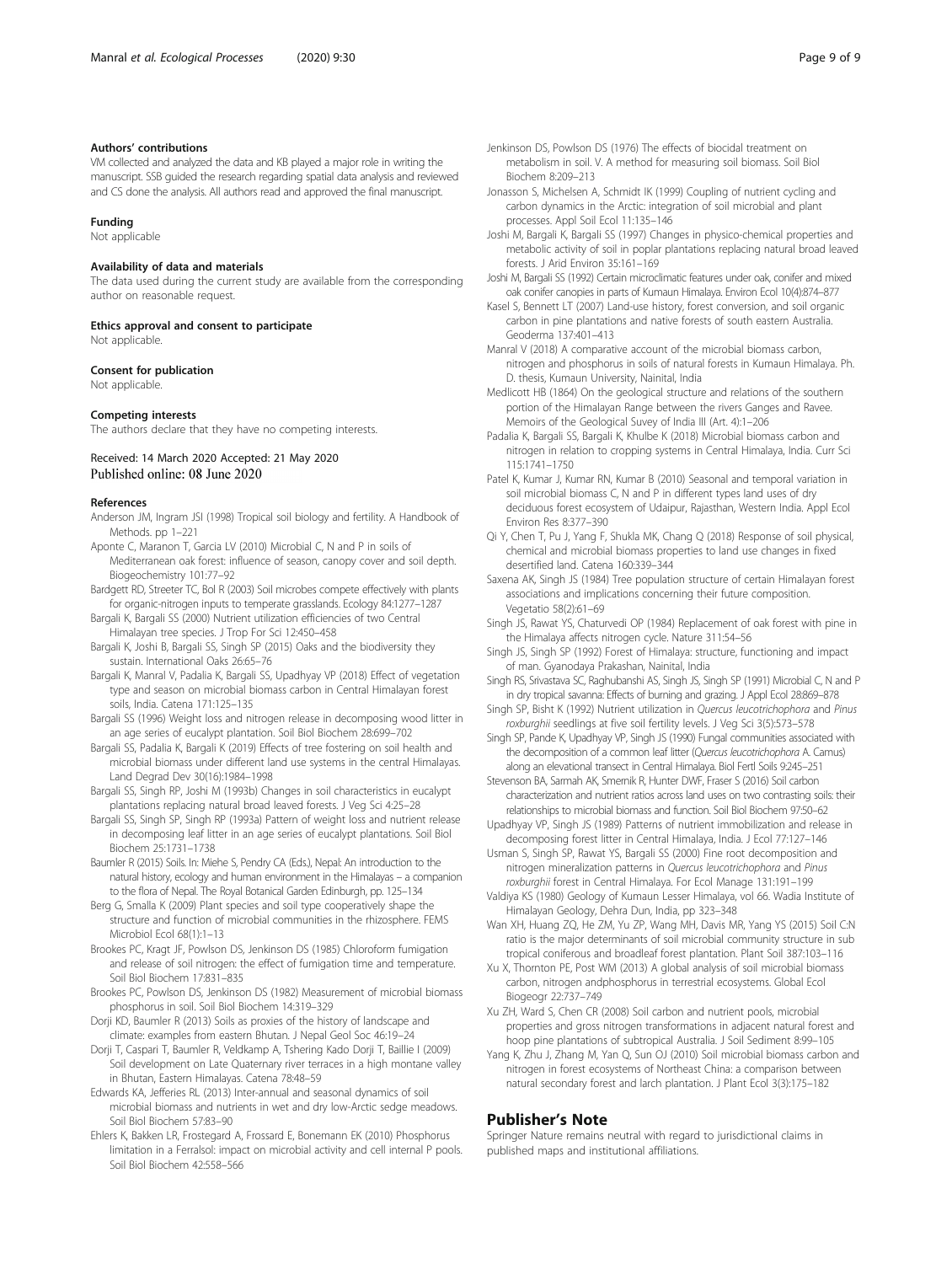#### Authors' contributions

VM collected and analyzed the data and KB played a major role in writing the manuscript. SSB guided the research regarding spatial data analysis and reviewed and CS done the analysis. All authors read and approved the final manuscript.

#### Funding

Not applicable

#### Availability of data and materials

The data used during the current study are available from the corresponding author on reasonable request.

#### Ethics approval and consent to participate

Not applicable.

#### Consent for publication

Not applicable.

#### Competing interests

The authors declare that they have no competing interests.

Received: 14 March 2020 Accepted: 21 May 2020
Published online: 08 June 2020

#### References

Anderson JM, Ingram JSI (1998) Tropical soil biology and fertility. A Handbook of Methods. pp 1–221

Aponte C, Maranon T, Garcia LV (2010) Microbial C, N and P in soils of Mediterranean oak forest: influence of season, canopy cover and soil depth. Biogeochemistry 101:77–92

Bardgett RD, Streeter TC, Bol R (2003) Soil microbes compete effectively with plants for organic-nitrogen inputs to temperate grasslands. Ecology 84:1277–1287

Bargali K, Bargali SS (2000) Nutrient utilization efficiencies of two Central Himalayan tree species. J Trop For Sci 12:450–458

Bargali K, Joshi B, Bargali SS, Singh SP (2015) Oaks and the biodiversity they sustain. International Oaks 26:65–76

Bargali K, Manral V, Padalia K, Bargali SS, Upadhyay VP (2018) Effect of vegetation type and season on microbial biomass carbon in Central Himalayan forest soils, India. Catena 171:125–135

Bargali SS (1996) Weight loss and nitrogen release in decomposing wood litter in an age series of eucalypt plantation. Soil Biol Biochem 28:699–702

Bargali SS, Padalia K, Bargali K (2019) Effects of tree fostering on soil health and microbial biomass under different land use systems in the central Himalayas. Land Degrad Dev 30(16):1984–1998

Bargali SS, Singh RP, Joshi M (1993b) Changes in soil characteristics in eucalypt plantations replacing natural broad leaved forests. J Veg Sci 4:25–28

Bargali SS, Singh SP, Singh RP (1993a) Pattern of weight loss and nutrient release in decomposing leaf litter in an age series of eucalypt plantations. Soil Biol Biochem 25:1731–1738

Baumler R (2015) Soils. In: Miehe S, Pendry CA (Eds.), Nepal: An introduction to the natural history, ecology and human environment in the Himalayas – a companion to the flora of Nepal. The Royal Botanical Garden Edinburgh, pp. 125–134

Berg G, Smalla K (2009) Plant species and soil type cooperatively shape the structure and function of microbial communities in the rhizosphere. FEMS Microbiol Ecol 68(1):1–13

Brookes PC, Kragt JF, Powlson DS, Jenkinson DS (1985) Chloroform fumigation and release of soil nitrogen: the effect of fumigation time and temperature. Soil Biol Biochem 17:831–835

Brookes PC, Powlson DS, Jenkinson DS (1982) Measurement of microbial biomass phosphorus in soil. Soil Biol Biochem 14:319–329

Dorji KD, Baumler R (2013) Soils as proxies of the history of landscape and climate: examples from eastern Bhutan. J Nepal Geol Soc 46:19–24

Dorji T, Caspari T, Baumler R, Veldkamp A, Tshering Kado Dorji T, Baillie I (2009) Soil development on Late Quaternary river terraces in a high montane valley in Bhutan, Eastern Himalayas. Catena 78:48–59

Edwards KA, Jefferies RL (2013) Inter-annual and seasonal dynamics of soil microbial biomass and nutrients in wet and dry low-Arctic sedge meadows. Soil Biol Biochem 57:83–90

Ehlers K, Bakken LR, Frostegard A, Frossard E, Bonemann EK (2010) Phosphorus limitation in a Ferralsol: impact on microbial activity and cell internal P pools. Soil Biol Biochem 42:558–566

Jenkinson DS, Powlson DS (1976) The effects of biocidal treatment on metabolism in soil. V. A method for measuring soil biomass. Soil Biol Biochem 8:209–213

Jonasson S, Michelsen A, Schmidt IK (1999) Coupling of nutrient cycling and carbon dynamics in the Arctic: integration of soil microbial and plant processes. Appl Soil Ecol 11:135–146

Joshi M, Bargali K, Bargali SS (1997) Changes in physico-chemical properties and metabolic activity of soil in poplar plantations replacing natural broad leaved forests. J Arid Environ 35:161–169

Joshi M, Bargali SS (1992) Certain microclimatic features under oak, conifer and mixed oak conifer canopies in parts of Kumaun Himalaya. Environ Ecol 10(4):874–877

Kasel S, Bennett LT (2007) Land-use history, forest conversion, and soil organic carbon in pine plantations and native forests of south eastern Australia. Geoderma 137:401–413

Manral V (2018) A comparative account of the microbial biomass carbon, nitrogen and phosphorus in soils of natural forests in Kumaun Himalaya. Ph. D. thesis, Kumaun University, Nainital, India

Medlicott HB (1864) On the geological structure and relations of the southern portion of the Himalayan Range between the rivers Ganges and Ravee. Memoirs of the Geological Suvey of India III (Art. 4):1–206

Padalia K, Bargali SS, Bargali K, Khulbe K (2018) Microbial biomass carbon and nitrogen in relation to cropping systems in Central Himalaya, India. Curr Sci 115:1741–1750

Patel K, Kumar J, Kumar RN, Kumar B (2010) Seasonal and temporal variation in soil microbial biomass C, N and P in different types land uses of dry deciduous forest ecosystem of Udaipur, Rajasthan, Western India. Appl Ecol Environ Res 8:377–390

Qi Y, Chen T, Pu J, Yang F, Shukla MK, Chang Q (2018) Response of soil physical, chemical and microbial biomass properties to land use changes in fixed desertified land. Catena 160:339–344

Saxena AK, Singh JS (1984) Tree population structure of certain Himalayan forest associations and implications concerning their future composition. Vegetatio 58(2):61–69

Singh JS, Rawat YS, Chaturvedi OP (1984) Replacement of oak forest with pine in the Himalaya affects nitrogen cycle. Nature 311:54–56

Singh JS, Singh SP (1992) Forest of Himalaya: structure, functioning and impact of man. Gyanodaya Prakashan, Nainital, India

Singh RS, Srivastava SC, Raghubanshi AS, Singh JS, Singh SP (1991) Microbial C, N and P in dry tropical savanna: Effects of burning and grazing. J Appl Ecol 28:869–878

Singh SP, Bisht K (1992) Nutrient utilization in *Quercus leucotrichophora* and *Pinus roxburghii* seedlings at five soil fertility levels. J Veg Sci 3(5):573–578

Singh SP, Pande K, Upadhyay VP, Singh JS (1990) Fungal communities associated with the decomposition of a common leaf litter (*Quercus leucotrichophora* A. Camus) along an elevational transect in Central Himalaya. Biol Fertl Soils 9:245–251

Stevenson BA, Sarmah AK, Smernik R, Hunter DWF, Fraser S (2016) Soil carbon characterization and nutrient ratios across land uses on two contrasting soils: their relationships to microbial biomass and function. Soil Biol Biochem 97:50–62

Upadhyay VP, Singh JS (1989) Patterns of nutrient immobilization and release in decomposing forest litter in Central Himalaya, India. J Ecol 77:127–146

Usman S, Singh SP, Rawat YS, Bargali SS (2000) Fine root decomposition and nitrogen mineralization patterns in *Quercus leucotrichophora* and *Pinus roxburghii* forest in Central Himalaya. For Ecol Manage 131:191–199

Valdiya KS (1980) Geology of Kumaun Lesser Himalaya, vol 66. Wadia Institute of Himalayan Geology, Dehra Dun, India, pp 323–348

Wan XH, Huang ZQ, He ZM, Yu ZP, Wang MH, Davis MR, Yang YS (2015) Soil C:N ratio is the major determinants of soil microbial community structure in sub tropical coniferous and broadleaf forest plantation. Plant Soil 387:103–116

Xu X, Thornton PE, Post WM (2013) A global analysis of soil microbial biomass carbon, nitrogen andphosphorus in terrestrial ecosystems. Global Ecol Biogeogr 22:737–749

Xu ZH, Ward S, Chen CR (2008) Soil carbon and nutrient pools, microbial properties and gross nitrogen transformations in adjacent natural forest and hoop pine plantations of subtropical Australia. J Soil Sediment 8:99–105

Yang K, Zhu J, Zhang M, Yan Q, Sun OJ (2010) Soil microbial biomass carbon and nitrogen in forest ecosystems of Northeast China: a comparison between natural secondary forest and larch plantation. J Plant Ecol 3(3):175–182

## Publisher's Note

Springer Nature remains neutral with regard to jurisdictional claims in published maps and institutional affiliations.